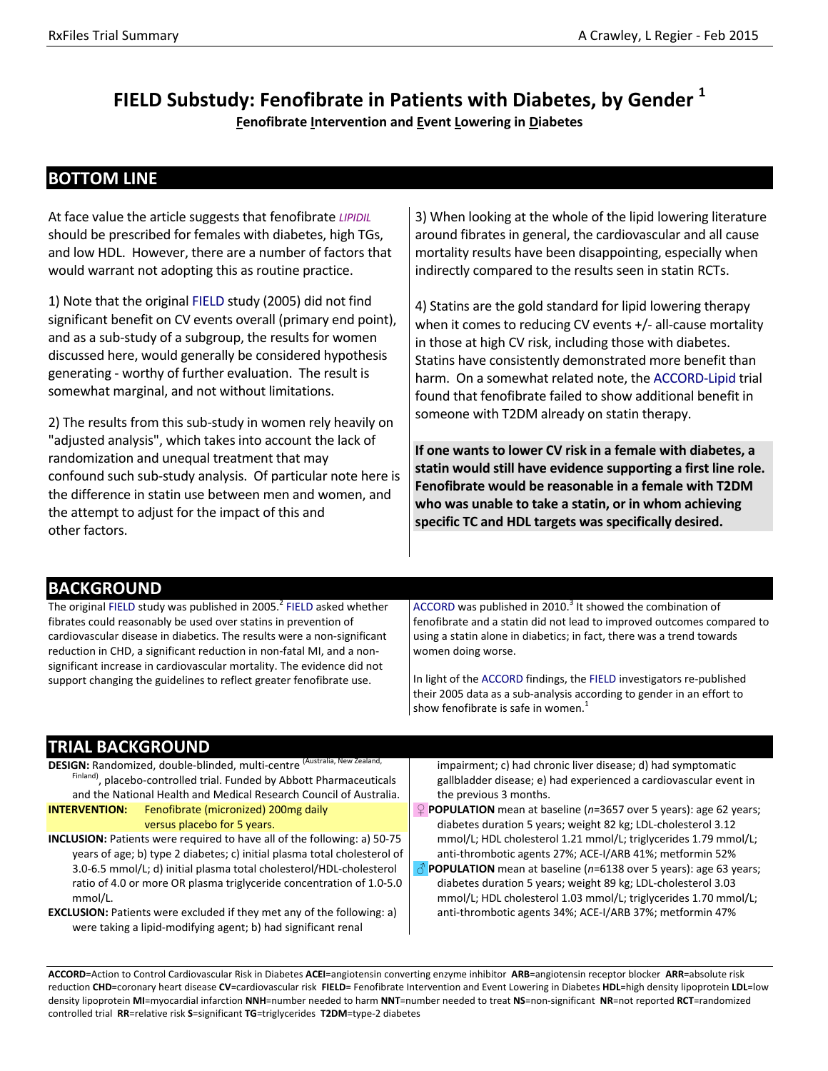# FIELD Substudy: Fenofibrate in Patients with Diabetes, by Gender [1]

**F**enofibrate **I**ntervention and **E**vent **L**owering in **D**iabetes

## BOTTOM LINE

At face value the article suggests that fenofibrate *LIPIDIL* should be prescribed for females with diabetes, high TGs, and low HDL. However, there are a number of factors that would warrant not adopting this as routine practice.

1) Note that the original FIELD study (2005) did not find significant benefit on CV events overall (primary end point), and as a sub-study of a subgroup, the results for women discussed here, would generally be considered hypothesis generating - worthy of further evaluation. The result is somewhat marginal, and not without limitations.

2) The results from this sub-study in women rely heavily on "adjusted analysis", which takes into account the lack of randomization and unequal treatment that may confound such sub-study analysis. Of particular note here is the difference in statin use between men and women, and the attempt to adjust for the impact of this and other factors.

3) When looking at the whole of the lipid lowering literature around fibrates in general, the cardiovascular and all cause mortality results have been disappointing, especially when indirectly compared to the results seen in statin RCTs.

4) Statins are the gold standard for lipid lowering therapy when it comes to reducing CV events +/- all-cause mortality in those at high CV risk, including those with diabetes. Statins have consistently demonstrated more benefit than harm. On a somewhat related note, the ACCORD-Lipid trial found that fenofibrate failed to show additional benefit in someone with T2DM already on statin therapy.

**If one wants to lower CV risk in a female with diabetes, a statin would still have evidence supporting a first line role. Fenofibrate would be reasonable in a female with T2DM who was unable to take a statin, or in whom achieving specific TC and HDL targets was specifically desired.**

## BACKGROUND

The original FIELD study was published in 2005.[2] FIELD asked whether fibrates could reasonably be used over statins in prevention of cardiovascular disease in diabetics. The results were a non-significant reduction in CHD, a significant reduction in non-fatal MI, and a non-significant increase in cardiovascular mortality. The evidence did not support changing the guidelines to reflect greater fenofibrate use.

ACCORD was published in 2010.[3] It showed the combination of fenofibrate and a statin did not lead to improved outcomes compared to using a statin alone in diabetics; in fact, there was a trend towards women doing worse.

In light of the ACCORD findings, the FIELD investigators re-published their 2005 data as a sub-analysis according to gender in an effort to show fenofibrate is safe in women.[1]

## TRIAL BACKGROUND

**DESIGN:** Randomized, double-blinded, multi-centre (Australia, New Zealand, Finland), placebo-controlled trial. Funded by Abbott Pharmaceuticals and the National Health and Medical Research Council of Australia.

**INTERVENTION:** Fenofibrate (micronized) 200mg daily versus placebo for 5 years.

**INCLUSION:** Patients were required to have all of the following: a) 50-75 years of age; b) type 2 diabetes; c) initial plasma total cholesterol of 3.0-6.5 mmol/L; d) initial plasma total cholesterol/HDL-cholesterol ratio of 4.0 or more OR plasma triglyceride concentration of 1.0-5.0 mmol/L.

**EXCLUSION:** Patients were excluded if they met any of the following: a) were taking a lipid-modifying agent; b) had significant renal impairment; c) had chronic liver disease; d) had symptomatic gallbladder disease; e) had experienced a cardiovascular event in the previous 3 months.

♀ **POPULATION** mean at baseline ($n$=3657 over 5 years): age 62 years; diabetes duration 5 years; weight 82 kg; LDL-cholesterol 3.12 mmol/L; HDL cholesterol 1.21 mmol/L; triglycerides 1.79 mmol/L; anti-thrombotic agents 27%; ACE-I/ARB 41%; metformin 52%

♂ **POPULATION** mean at baseline ($n$=6138 over 5 years): age 63 years; diabetes duration 5 years; weight 89 kg; LDL-cholesterol 3.03 mmol/L; HDL cholesterol 1.03 mmol/L; triglycerides 1.70 mmol/L; anti-thrombotic agents 34%; ACE-I/ARB 37%; metformin 47%

**ACCORD**=Action to Control Cardiovascular Risk in Diabetes **ACEI**=angiotensin converting enzyme inhibitor **ARB**=angiotensin receptor blocker **ARR**=absolute risk reduction **CHD**=coronary heart disease **CV**=cardiovascular risk **FIELD**= Fenofibrate Intervention and Event Lowering in Diabetes **HDL**=high density lipoprotein **LDL**=low density lipoprotein **MI**=myocardial infarction **NNH**=number needed to harm **NNT**=number needed to treat **NS**=non-significant **NR**=not reported **RCT**=randomized controlled trial **RR**=relative risk **S**=significant **TG**=triglycerides **T2DM**=type-2 diabetes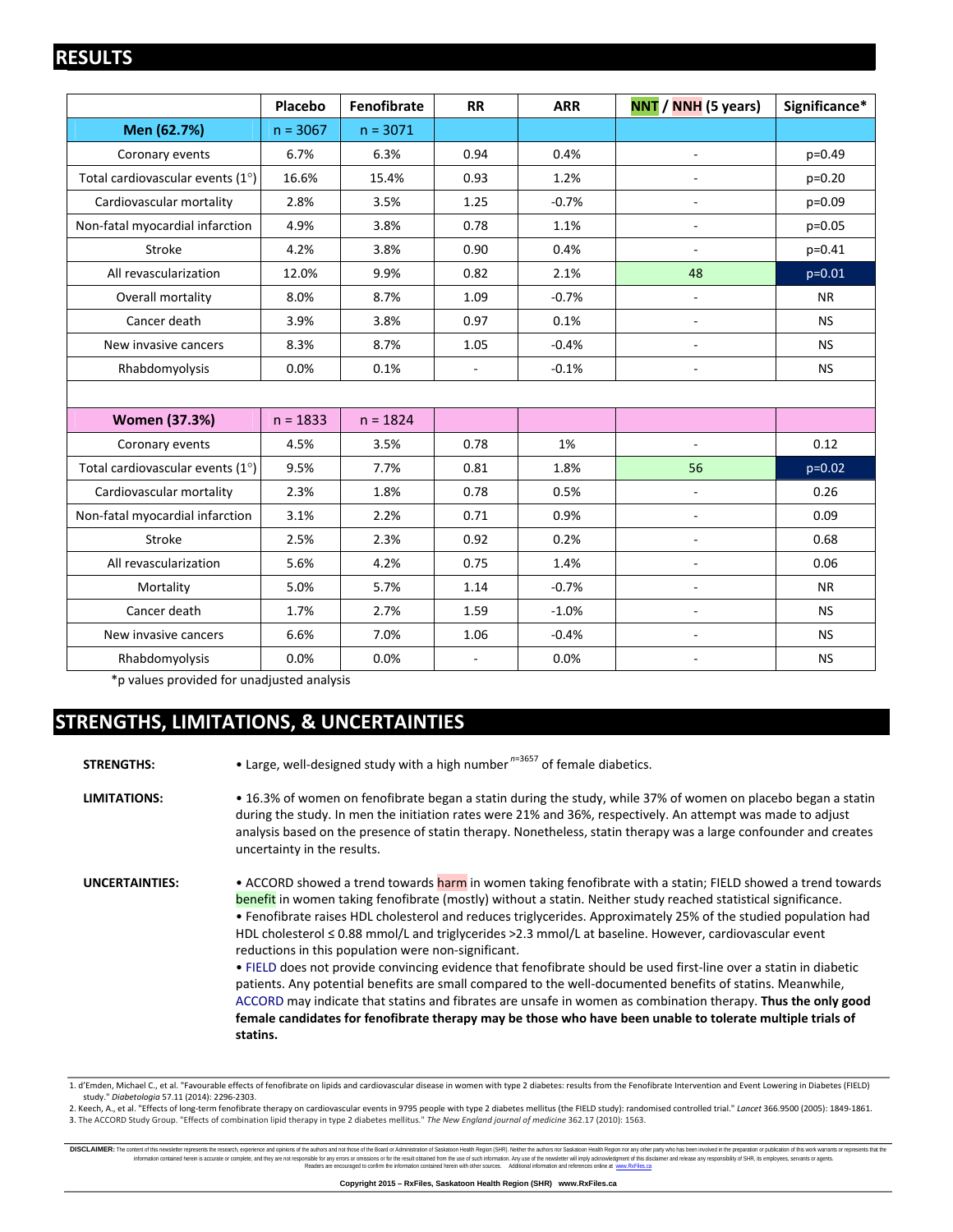## RESULTS

| | Placebo | Fenofibrate | RR | ARR | NNT / NNH (5 years) | Significance* |
|---|---|---|---|---|---|---|
| **Men (62.7%)** | n = 3067 | n = 3071 | | | | |
| Coronary events | 6.7% | 6.3% | 0.94 | 0.4% | - | p=0.49 |
| Total cardiovascular events (1°) | 16.6% | 15.4% | 0.93 | 1.2% | - | p=0.20 |
| Cardiovascular mortality | 2.8% | 3.5% | 1.25 | -0.7% | - | p=0.09 |
| Non-fatal myocardial infarction | 4.9% | 3.8% | 0.78 | 1.1% | - | p=0.05 |
| Stroke | 4.2% | 3.8% | 0.90 | 0.4% | - | p=0.41 |
| All revascularization | 12.0% | 9.9% | 0.82 | 2.1% | 48 | p=0.01 |
| Overall mortality | 8.0% | 8.7% | 1.09 | -0.7% | - | NR |
| Cancer death | 3.9% | 3.8% | 0.97 | 0.1% | - | NS |
| New invasive cancers | 8.3% | 8.7% | 1.05 | -0.4% | - | NS |
| Rhabdomyolysis | 0.0% | 0.1% | - | -0.1% | - | NS |
| | | | | | | |
| **Women (37.3%)** | n = 1833 | n = 1824 | | | | |
| Coronary events | 4.5% | 3.5% | 0.78 | 1% | - | 0.12 |
| Total cardiovascular events (1°) | 9.5% | 7.7% | 0.81 | 1.8% | 56 | p=0.02 |
| Cardiovascular mortality | 2.3% | 1.8% | 0.78 | 0.5% | - | 0.26 |
| Non-fatal myocardial infarction | 3.1% | 2.2% | 0.71 | 0.9% | - | 0.09 |
| Stroke | 2.5% | 2.3% | 0.92 | 0.2% | - | 0.68 |
| All revascularization | 5.6% | 4.2% | 0.75 | 1.4% | - | 0.06 |
| Mortality | 5.0% | 5.7% | 1.14 | -0.7% | - | NR |
| Cancer death | 1.7% | 2.7% | 1.59 | -1.0% | - | NS |
| New invasive cancers | 6.6% | 7.0% | 1.06 | -0.4% | - | NS |
| Rhabdomyolysis | 0.0% | 0.0% | - | 0.0% | - | NS |

*p values provided for unadjusted analysis

## STRENGTHS, LIMITATIONS, & UNCERTAINTIES

**STRENGTHS:**

- Large, well-designed study with a high number $^{n=3657}$ of female diabetics.

**LIMITATIONS:**

- 16.3% of women on fenofibrate began a statin during the study, while 37% of women on placebo began a statin during the study. In men the initiation rates were 21% and 36%, respectively. An attempt was made to adjust analysis based on the presence of statin therapy. Nonetheless, statin therapy was a large confounder and creates uncertainty in the results.

**UNCERTAINTIES:**

- ACCORD showed a trend towards harm in women taking fenofibrate with a statin; FIELD showed a trend towards benefit in women taking fenofibrate (mostly) without a statin. Neither study reached statistical significance.
- Fenofibrate raises HDL cholesterol and reduces triglycerides. Approximately 25% of the studied population had HDL cholesterol ≤ 0.88 mmol/L and triglycerides >2.3 mmol/L at baseline. However, cardiovascular event reductions in this population were non-significant.
- FIELD does not provide convincing evidence that fenofibrate should be used first-line over a statin in diabetic patients. Any potential benefits are small compared to the well-documented benefits of statins. Meanwhile, ACCORD may indicate that statins and fibrates are unsafe in women as combination therapy. **Thus the only good female candidates for fenofibrate therapy may be those who have been unable to tolerate multiple trials of statins.**

1. d'Emden, Michael C., et al. "Favourable effects of fenofibrate on lipids and cardiovascular disease in women with type 2 diabetes: results from the Fenofibrate Intervention and Event Lowering in Diabetes (FIELD) study." *Diabetologia* 57.11 (2014): 2296-2303.
2. Keech, A., et al. "Effects of long-term fenofibrate therapy on cardiovascular events in 9795 people with type 2 diabetes mellitus (the FIELD study): randomised controlled trial." *Lancet* 366.9500 (2005): 1849-1861.
3. The ACCORD Study Group. "Effects of combination lipid therapy in type 2 diabetes mellitus." *The New England journal of medicine* 362.17 (2010): 1563.

**DISCLAIMER:** The content of this newsletter represents the research, experience and opinions of the authors and not those of the Board or Administration of Saskatoon Health Region (SHR). Neither the authors nor Saskatoon Health Region nor any other party who has been involved in the preparation or publication of this work warrants or represents that the information contained herein is accurate or complete, and they are not responsible for any errors or omissions or for the result obtained from the use of such information. Any use of the newsletter will imply acknowledgment of this disclaimer and release any responsibility of SHR, its employees, servants or agents. Readers are encouraged to confirm the information contained herein with other sources. Additional information and references online at www.RxFiles.ca

**Copyright 2015 – RxFiles, Saskatoon Health Region (SHR) www.RxFiles.ca**